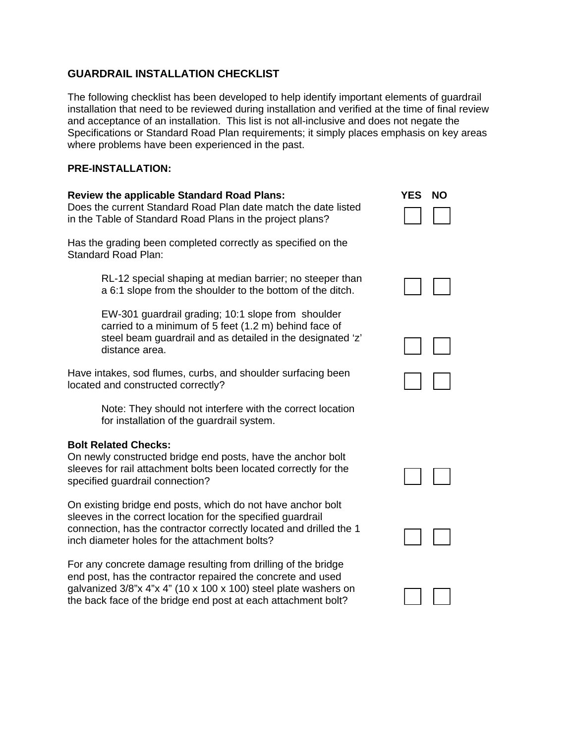# GUARDRAIL INSTALLATION CHECKLIST

The following checklist has been developed to help identify important elements of guardrail installation that need to be reviewed during installation and verified at the time of final review and acceptance of an installation. This list is not all-inclusive and does not negate the Specifications or Standard Road Plan requirements; it simply places emphasis on key areas where problems have been experienced in the past.

## PRE-INSTALLATION:

| **Review the applicable Standard Road Plans:** | **YES** | **NO** |
|---|---|---|
| Does the current Standard Road Plan date match the date listed in the Table of Standard Road Plans in the project plans? | ☐ | ☐ |
| Has the grading been completed correctly as specified on the Standard Road Plan: | | |
| &nbsp;&nbsp;&nbsp;&nbsp;RL-12 special shaping at median barrier; no steeper than a 6:1 slope from the shoulder to the bottom of the ditch. | ☐ | ☐ |
| &nbsp;&nbsp;&nbsp;&nbsp;EW-301 guardrail grading; 10:1 slope from shoulder carried to a minimum of 5 feet (1.2 m) behind face of steel beam guardrail and as detailed in the designated 'z' distance area. | ☐ | ☐ |
| Have intakes, sod flumes, curbs, and shoulder surfacing been located and constructed correctly? | ☐ | ☐ |
| &nbsp;&nbsp;&nbsp;&nbsp;Note: They should not interfere with the correct location for installation of the guardrail system. | | |
| **Bolt Related Checks:** | | |
| On newly constructed bridge end posts, have the anchor bolt sleeves for rail attachment bolts been located correctly for the specified guardrail connection? | ☐ | ☐ |
| On existing bridge end posts, which do not have anchor bolt sleeves in the correct location for the specified guardrail connection, has the contractor correctly located and drilled the 1 inch diameter holes for the attachment bolts? | ☐ | ☐ |
| For any concrete damage resulting from drilling of the bridge end post, has the contractor repaired the concrete and used galvanized 3/8"x 4"x 4" (10 x 100 x 100) steel plate washers on the back face of the bridge end post at each attachment bolt? | ☐ | ☐ |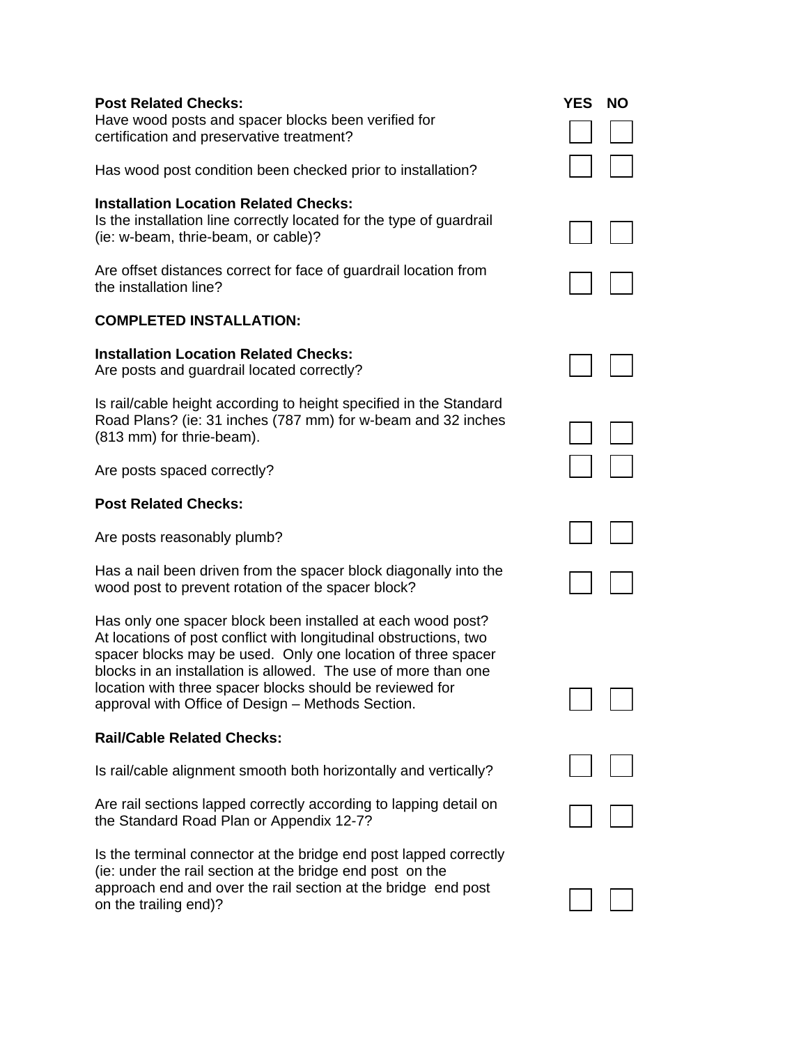| **Post Related Checks:** | **YES** | **NO** |
| --- | --- | --- |
| Have wood posts and spacer blocks been verified for certification and preservative treatment? | ☐ | ☐ |
| Has wood post condition been checked prior to installation? | ☐ | ☐ |
| **Installation Location Related Checks:** | | |
| Is the installation line correctly located for the type of guardrail (ie: w-beam, thrie-beam, or cable)? | ☐ | ☐ |
| Are offset distances correct for face of guardrail location from the installation line? | ☐ | ☐ |

**COMPLETED INSTALLATION:**

| **Installation Location Related Checks:** | **YES** | **NO** |
| --- | --- | --- |
| Are posts and guardrail located correctly? | ☐ | ☐ |
| Is rail/cable height according to height specified in the Standard Road Plans? (ie: 31 inches (787 mm) for w-beam and 32 inches (813 mm) for thrie-beam). | ☐ | ☐ |
| Are posts spaced correctly? | ☐ | ☐ |
| **Post Related Checks:** | | |
| Are posts reasonably plumb? | ☐ | ☐ |
| Has a nail been driven from the spacer block diagonally into the wood post to prevent rotation of the spacer block? | ☐ | ☐ |
| Has only one spacer block been installed at each wood post? At locations of post conflict with longitudinal obstructions, two spacer blocks may be used. Only one location of three spacer blocks in an installation is allowed. The use of more than one location with three spacer blocks should be reviewed for approval with Office of Design – Methods Section. | ☐ | ☐ |
| **Rail/Cable Related Checks:** | | |
| Is rail/cable alignment smooth both horizontally and vertically? | ☐ | ☐ |
| Are rail sections lapped correctly according to lapping detail on the Standard Road Plan or Appendix 12-7? | ☐ | ☐ |
| Is the terminal connector at the bridge end post lapped correctly (ie: under the rail section at the bridge end post on the approach end and over the rail section at the bridge end post on the trailing end)? | ☐ | ☐ |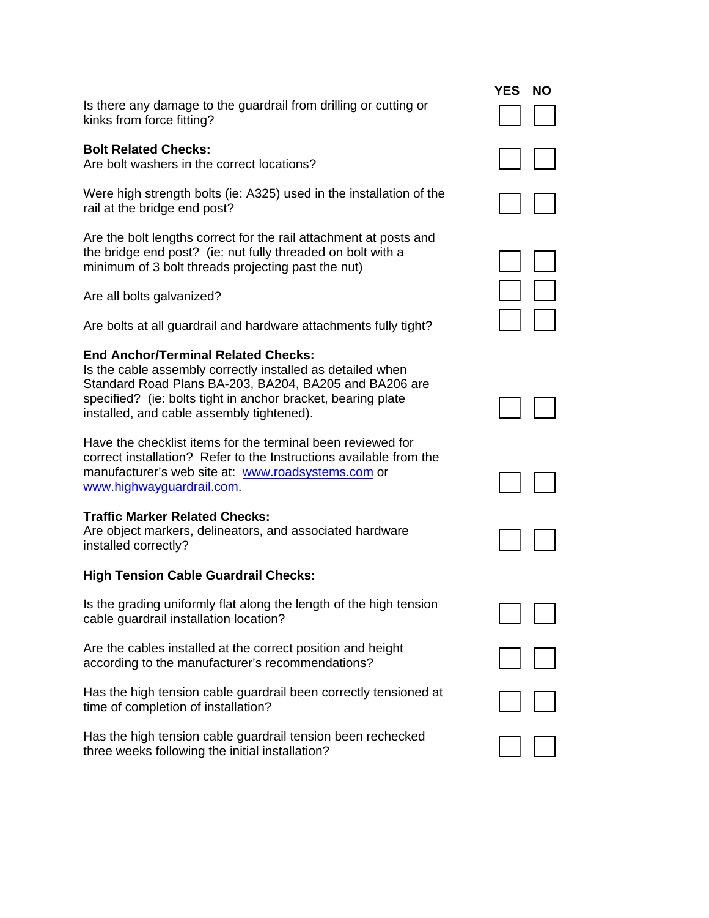| | YES | NO |
|---|---|---|
| Is there any damage to the guardrail from drilling or cutting or kinks from force fitting? | ☐ | ☐ |
| **Bolt Related Checks:** Are bolt washers in the correct locations? | ☐ | ☐ |
| Were high strength bolts (ie: A325) used in the installation of the rail at the bridge end post? | ☐ | ☐ |
| Are the bolt lengths correct for the rail attachment at posts and the bridge end post? (ie: nut fully threaded on bolt with a minimum of 3 bolt threads projecting past the nut) | ☐ | ☐ |
| Are all bolts galvanized? | ☐ | ☐ |
| Are bolts at all guardrail and hardware attachments fully tight? | ☐ | ☐ |
| **End Anchor/Terminal Related Checks:** Is the cable assembly correctly installed as detailed when Standard Road Plans BA-203, BA204, BA205 and BA206 are specified? (ie: bolts tight in anchor bracket, bearing plate installed, and cable assembly tightened). | ☐ | ☐ |
| Have the checklist items for the terminal been reviewed for correct installation? Refer to the Instructions available from the manufacturer's web site at: www.roadsystems.com or www.highwayguardrail.com. | ☐ | ☐ |
| **Traffic Marker Related Checks:** Are object markers, delineators, and associated hardware installed correctly? | ☐ | ☐ |
| **High Tension Cable Guardrail Checks:** | | |
| Is the grading uniformly flat along the length of the high tension cable guardrail installation location? | ☐ | ☐ |
| Are the cables installed at the correct position and height according to the manufacturer's recommendations? | ☐ | ☐ |
| Has the high tension cable guardrail been correctly tensioned at time of completion of installation? | ☐ | ☐ |
| Has the high tension cable guardrail tension been rechecked three weeks following the initial installation? | ☐ | ☐ |